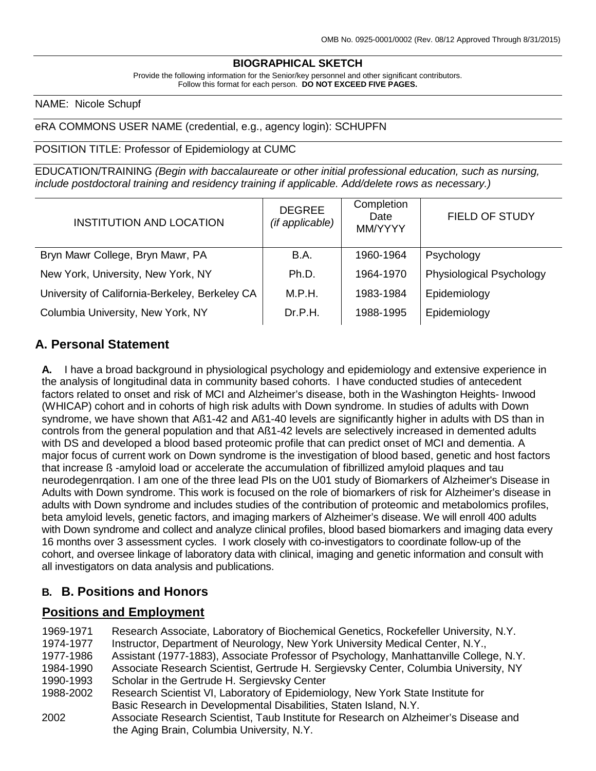OMB No. 0925-0001/0002 (Rev. 08/12 Approved Through 8/31/2015)

**BIOGRAPHICAL SKETCH**

Provide the following information for the Senior/key personnel and other significant contributors.
Follow this format for each person. **DO NOT EXCEED FIVE PAGES.**

NAME: Nicole Schupf

eRA COMMONS USER NAME (credential, e.g., agency login): SCHUPFN

POSITION TITLE: Professor of Epidemiology at CUMC

EDUCATION/TRAINING *(Begin with baccalaureate or other initial professional education, such as nursing, include postdoctoral training and residency training if applicable. Add/delete rows as necessary.)*

| INSTITUTION AND LOCATION | DEGREE *(if applicable)* | Completion Date MM/YYYY | FIELD OF STUDY |
|---|---|---|---|
| Bryn Mawr College, Bryn Mawr, PA | B.A. | 1960-1964 | Psychology |
| New York, University, New York, NY | Ph.D. | 1964-1970 | Physiological Psychology |
| University of California-Berkeley, Berkeley CA | M.P.H. | 1983-1984 | Epidemiology |
| Columbia University, New York, NY | Dr.P.H. | 1988-1995 | Epidemiology |

## A. Personal Statement

**A.** I have a broad background in physiological psychology and epidemiology and extensive experience in the analysis of longitudinal data in community based cohorts. I have conducted studies of antecedent factors related to onset and risk of MCI and Alzheimer's disease, both in the Washington Heights- Inwood (WHICAP) cohort and in cohorts of high risk adults with Down syndrome. In studies of adults with Down syndrome, we have shown that Aß1-42 and Aß1-40 levels are significantly higher in adults with DS than in controls from the general population and that Aß1-42 levels are selectively increased in demented adults with DS and developed a blood based proteomic profile that can predict onset of MCI and dementia. A major focus of current work on Down syndrome is the investigation of blood based, genetic and host factors that increase ß -amyloid load or accelerate the accumulation of fibrillized amyloid plaques and tau neurodegenrqation. I am one of the three lead PIs on the U01 study of Biomarkers of Alzheimer's Disease in Adults with Down syndrome. This work is focused on the role of biomarkers of risk for Alzheimer's disease in adults with Down syndrome and includes studies of the contribution of proteomic and metabolomics profiles, beta amyloid levels, genetic factors, and imaging markers of Alzheimer's disease. We will enroll 400 adults with Down syndrome and collect and analyze clinical profiles, blood based biomarkers and imaging data every 16 months over 3 assessment cycles. I work closely with co-investigators to coordinate follow-up of the cohort, and oversee linkage of laboratory data with clinical, imaging and genetic information and consult with all investigators on data analysis and publications.

## B. B. Positions and Honors

### Positions and Employment

| | |
|---|---|
| 1969-1971 | Research Associate, Laboratory of Biochemical Genetics, Rockefeller University, N.Y. |
| 1974-1977 | Instructor, Department of Neurology, New York University Medical Center, N.Y., |
| 1977-1986 | Assistant (1977-1883), Associate Professor of Psychology, Manhattanville College, N.Y. |
| 1984-1990 | Associate Research Scientist, Gertrude H. Sergievsky Center, Columbia University, NY |
| 1990-1993 | Scholar in the Gertrude H. Sergievsky Center |
| 1988-2002 | Research Scientist VI, Laboratory of Epidemiology, New York State Institute for Basic Research in Developmental Disabilities, Staten Island, N.Y. |
| 2002 | Associate Research Scientist, Taub Institute for Research on Alzheimer's Disease and the Aging Brain, Columbia University, N.Y. |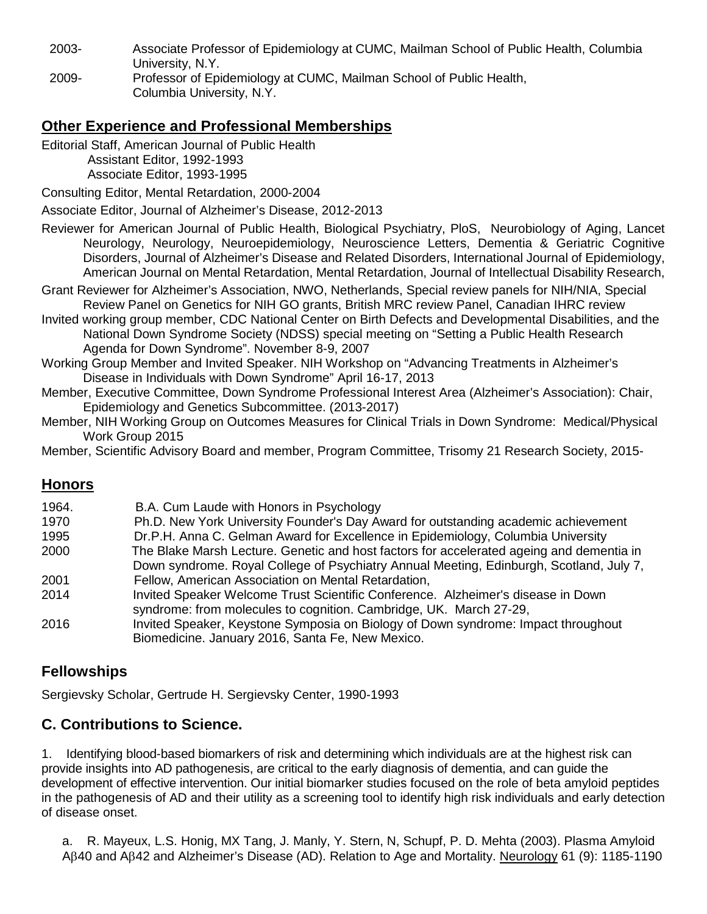| | |
|---|---|
| 2003- | Associate Professor of Epidemiology at CUMC, Mailman School of Public Health, Columbia University, N.Y. |
| 2009- | Professor of Epidemiology at CUMC, Mailman School of Public Health, Columbia University, N.Y. |

## Other Experience and Professional Memberships

Editorial Staff, American Journal of Public Health
  Assistant Editor, 1992-1993
  Associate Editor, 1993-1995

Consulting Editor, Mental Retardation, 2000-2004

Associate Editor, Journal of Alzheimer's Disease, 2012-2013

Reviewer for American Journal of Public Health, Biological Psychiatry, PloS, Neurobiology of Aging, Lancet Neurology, Neurology, Neuroepidemiology, Neuroscience Letters, Dementia & Geriatric Cognitive Disorders, Journal of Alzheimer's Disease and Related Disorders, International Journal of Epidemiology, American Journal on Mental Retardation, Mental Retardation, Journal of Intellectual Disability Research,

Grant Reviewer for Alzheimer's Association, NWO, Netherlands, Special review panels for NIH/NIA, Special Review Panel on Genetics for NIH GO grants, British MRC review Panel, Canadian IHRC review

Invited working group member, CDC National Center on Birth Defects and Developmental Disabilities, and the National Down Syndrome Society (NDSS) special meeting on "Setting a Public Health Research Agenda for Down Syndrome". November 8-9, 2007

Working Group Member and Invited Speaker. NIH Workshop on "Advancing Treatments in Alzheimer's Disease in Individuals with Down Syndrome" April 16-17, 2013

Member, Executive Committee, Down Syndrome Professional Interest Area (Alzheimer's Association): Chair, Epidemiology and Genetics Subcommittee. (2013-2017)

Member, NIH Working Group on Outcomes Measures for Clinical Trials in Down Syndrome: Medical/Physical Work Group 2015

Member, Scientific Advisory Board and member, Program Committee, Trisomy 21 Research Society, 2015-

## Honors

| | |
|---|---|
| 1964. | B.A. Cum Laude with Honors in Psychology |
| 1970 | Ph.D. New York University Founder's Day Award for outstanding academic achievement |
| 1995 | Dr.P.H. Anna C. Gelman Award for Excellence in Epidemiology, Columbia University |
| 2000 | The Blake Marsh Lecture. Genetic and host factors for accelerated ageing and dementia in Down syndrome. Royal College of Psychiatry Annual Meeting, Edinburgh, Scotland, July 7, |
| 2001 | Fellow, American Association on Mental Retardation, |
| 2014 | Invited Speaker Welcome Trust Scientific Conference. Alzheimer's disease in Down syndrome: from molecules to cognition. Cambridge, UK. March 27-29, |
| 2016 | Invited Speaker, Keystone Symposia on Biology of Down syndrome: Impact throughout Biomedicine. January 2016, Santa Fe, New Mexico. |

## Fellowships

Sergievsky Scholar, Gertrude H. Sergievsky Center, 1990-1993

## C. Contributions to Science.

1. Identifying blood-based biomarkers of risk and determining which individuals are at the highest risk can provide insights into AD pathogenesis, are critical to the early diagnosis of dementia, and can guide the development of effective intervention. Our initial biomarker studies focused on the role of beta amyloid peptides in the pathogenesis of AD and their utility as a screening tool to identify high risk individuals and early detection of disease onset.

   a. R. Mayeux, L.S. Honig, MX Tang, J. Manly, Y. Stern, N, Schupf, P. D. Mehta (2003). Plasma Amyloid $A\beta 40$ and $A\beta 42$ and Alzheimer's Disease (AD). Relation to Age and Mortality. Neurology 61 (9): 1185-1190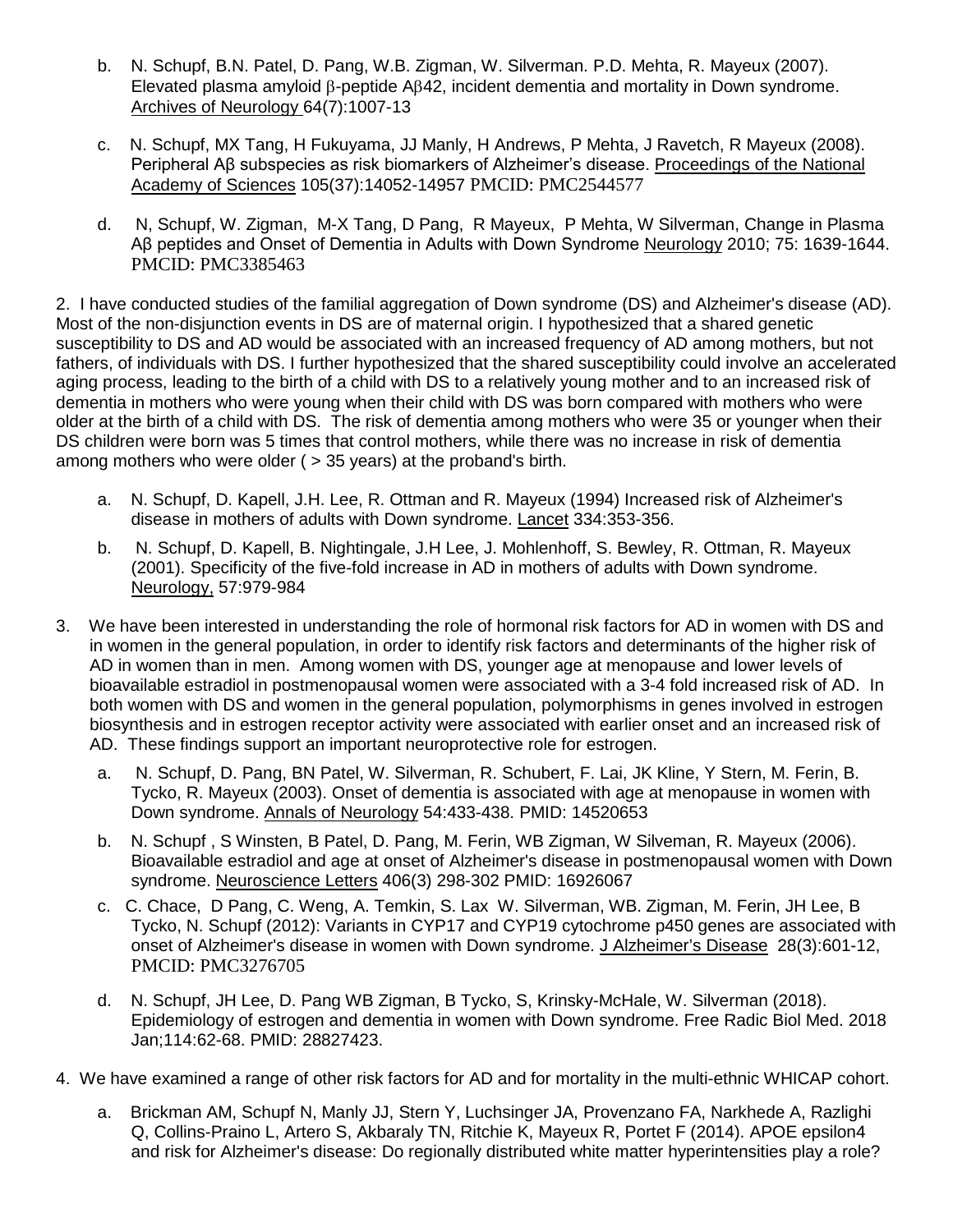b. N. Schupf, B.N. Patel, D. Pang, W.B. Zigman, W. Silverman. P.D. Mehta, R. Mayeux (2007). Elevated plasma amyloid β-peptide Aβ42, incident dementia and mortality in Down syndrome. Archives of Neurology 64(7):1007-13

c. N. Schupf, MX Tang, H Fukuyama, JJ Manly, H Andrews, P Mehta, J Ravetch, R Mayeux (2008). Peripheral Aβ subspecies as risk biomarkers of Alzheimer's disease. Proceedings of the National Academy of Sciences 105(37):14052-14957 PMCID: PMC2544577

d. N, Schupf, W. Zigman, M-X Tang, D Pang, R Mayeux, P Mehta, W Silverman, Change in Plasma Aβ peptides and Onset of Dementia in Adults with Down Syndrome Neurology 2010; 75: 1639-1644. PMCID: PMC3385463

2. I have conducted studies of the familial aggregation of Down syndrome (DS) and Alzheimer's disease (AD). Most of the non-disjunction events in DS are of maternal origin. I hypothesized that a shared genetic susceptibility to DS and AD would be associated with an increased frequency of AD among mothers, but not fathers, of individuals with DS. I further hypothesized that the shared susceptibility could involve an accelerated aging process, leading to the birth of a child with DS to a relatively young mother and to an increased risk of dementia in mothers who were young when their child with DS was born compared with mothers who were older at the birth of a child with DS. The risk of dementia among mothers who were 35 or younger when their DS children were born was 5 times that control mothers, while there was no increase in risk of dementia among mothers who were older ( > 35 years) at the proband's birth.

a. N. Schupf, D. Kapell, J.H. Lee, R. Ottman and R. Mayeux (1994) Increased risk of Alzheimer's disease in mothers of adults with Down syndrome. Lancet 334:353-356.

b. N. Schupf, D. Kapell, B. Nightingale, J.H Lee, J. Mohlenhoff, S. Bewley, R. Ottman, R. Mayeux (2001). Specificity of the five-fold increase in AD in mothers of adults with Down syndrome. Neurology, 57:979-984

3. We have been interested in understanding the role of hormonal risk factors for AD in women with DS and in women in the general population, in order to identify risk factors and determinants of the higher risk of AD in women than in men. Among women with DS, younger age at menopause and lower levels of bioavailable estradiol in postmenopausal women were associated with a 3-4 fold increased risk of AD. In both women with DS and women in the general population, polymorphisms in genes involved in estrogen biosynthesis and in estrogen receptor activity were associated with earlier onset and an increased risk of AD. These findings support an important neuroprotective role for estrogen.

a. N. Schupf, D. Pang, BN Patel, W. Silverman, R. Schubert, F. Lai, JK Kline, Y Stern, M. Ferin, B. Tycko, R. Mayeux (2003). Onset of dementia is associated with age at menopause in women with Down syndrome. Annals of Neurology 54:433-438. PMID: 14520653

b. N. Schupf , S Winsten, B Patel, D. Pang, M. Ferin, WB Zigman, W Silveman, R. Mayeux (2006). Bioavailable estradiol and age at onset of Alzheimer's disease in postmenopausal women with Down syndrome. Neuroscience Letters 406(3) 298-302 PMID: 16926067

c. C. Chace, D Pang, C. Weng, A. Temkin, S. Lax W. Silverman, WB. Zigman, M. Ferin, JH Lee, B Tycko, N. Schupf (2012): Variants in CYP17 and CYP19 cytochrome p450 genes are associated with onset of Alzheimer's disease in women with Down syndrome. J Alzheimer's Disease 28(3):601-12, PMCID: PMC3276705

d. N. Schupf, JH Lee, D. Pang WB Zigman, B Tycko, S, Krinsky-McHale, W. Silverman (2018). Epidemiology of estrogen and dementia in women with Down syndrome. Free Radic Biol Med. 2018 Jan;114:62-68. PMID: 28827423.

4. We have examined a range of other risk factors for AD and for mortality in the multi-ethnic WHICAP cohort.

a. Brickman AM, Schupf N, Manly JJ, Stern Y, Luchsinger JA, Provenzano FA, Narkhede A, Razlighi Q, Collins-Praino L, Artero S, Akbaraly TN, Ritchie K, Mayeux R, Portet F (2014). APOE epsilon4 and risk for Alzheimer's disease: Do regionally distributed white matter hyperintensities play a role?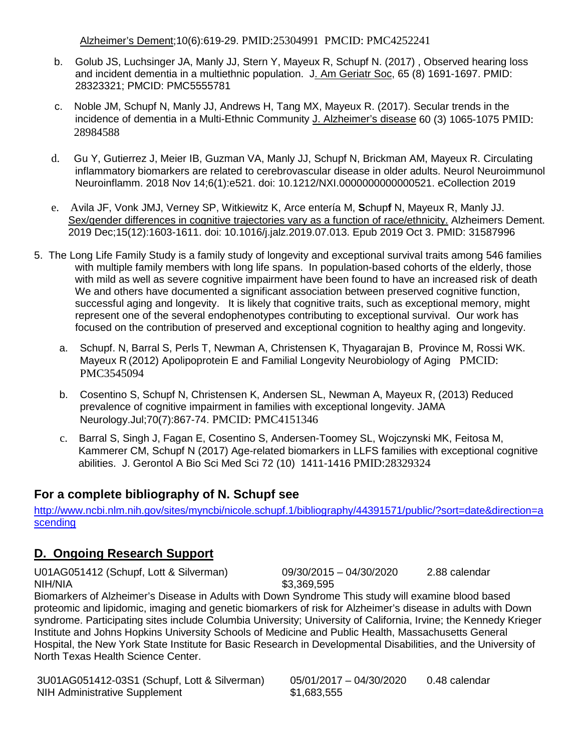Alzheimer's Dement;10(6):619-29. PMID:25304991 PMCID: PMC4252241

b. Golub JS, Luchsinger JA, Manly JJ, Stern Y, Mayeux R, Schupf N. (2017) , Observed hearing loss and incident dementia in a multiethnic population. J. Am Geriatr Soc, 65 (8) 1691-1697. PMID: 28323321; PMCID: PMC5555781

c. Noble JM, Schupf N, Manly JJ, Andrews H, Tang MX, Mayeux R. (2017). Secular trends in the incidence of dementia in a Multi-Ethnic Community J. Alzheimer's disease 60 (3) 1065-1075 PMID: 28984588

d. Gu Y, Gutierrez J, Meier IB, Guzman VA, Manly JJ, Schupf N, Brickman AM, Mayeux R. Circulating inflammatory biomarkers are related to cerebrovascular disease in older adults. Neurol Neuroimmunol Neuroinflamm. 2018 Nov 14;6(1):e521. doi: 10.1212/NXI.0000000000000521. eCollection 2019

e. Avila JF, Vonk JMJ, Verney SP, Witkiewitz K, Arce entería M, **S**chup**f** N, Mayeux R, Manly JJ. Sex/gender differences in cognitive trajectories vary as a function of race/ethnicity. Alzheimers Dement. 2019 Dec;15(12):1603-1611. doi: 10.1016/j.jalz.2019.07.013. Epub 2019 Oct 3. PMID: 31587996

5. The Long Life Family Study is a family study of longevity and exceptional survival traits among 546 families with multiple family members with long life spans. In population-based cohorts of the elderly, those with mild as well as severe cognitive impairment have been found to have an increased risk of death We and others have documented a significant association between preserved cognitive function, successful aging and longevity. It is likely that cognitive traits, such as exceptional memory, might represent one of the several endophenotypes contributing to exceptional survival. Our work has focused on the contribution of preserved and exceptional cognition to healthy aging and longevity.

   a. Schupf. N, Barral S, Perls T, Newman A, Christensen K, Thyagarajan B, Province M, Rossi WK. Mayeux R (2012) Apolipoprotein E and Familial Longevity Neurobiology of Aging PMCID: PMC3545094

   b. Cosentino S, Schupf N, Christensen K, Andersen SL, Newman A, Mayeux R, (2013) Reduced prevalence of cognitive impairment in families with exceptional longevity. JAMA Neurology.Jul;70(7):867-74. PMCID: PMC4151346

   c. Barral S, Singh J, Fagan E, Cosentino S, Andersen-Toomey SL, Wojczynski MK, Feitosa M, Kammerer CM, Schupf N (2017) Age-related biomarkers in LLFS families with exceptional cognitive abilities. J. Gerontol A Bio Sci Med Sci 72 (10) 1411-1416 PMID:28329324

### For a complete bibliography of N. Schupf see

http://www.ncbi.nlm.nih.gov/sites/myncbi/nicole.schupf.1/bibliography/44391571/public/?sort=date&direction=ascending

## D. Ongoing Research Support

U01AG051412 (Schupf, Lott & Silverman) 09/30/2015 – 04/30/2020 2.88 calendar
NIH/NIA $3,369,595

Biomarkers of Alzheimer's Disease in Adults with Down Syndrome This study will examine blood based proteomic and lipidomic, imaging and genetic biomarkers of risk for Alzheimer's disease in adults with Down syndrome. Participating sites include Columbia University; University of California, Irvine; the Kennedy Krieger Institute and Johns Hopkins University Schools of Medicine and Public Health, Massachusetts General Hospital, the New York State Institute for Basic Research in Developmental Disabilities, and the University of North Texas Health Science Center.

3U01AG051412-03S1 (Schupf, Lott & Silverman) 05/01/2017 – 04/30/2020 0.48 calendar
NIH Administrative Supplement $1,683,555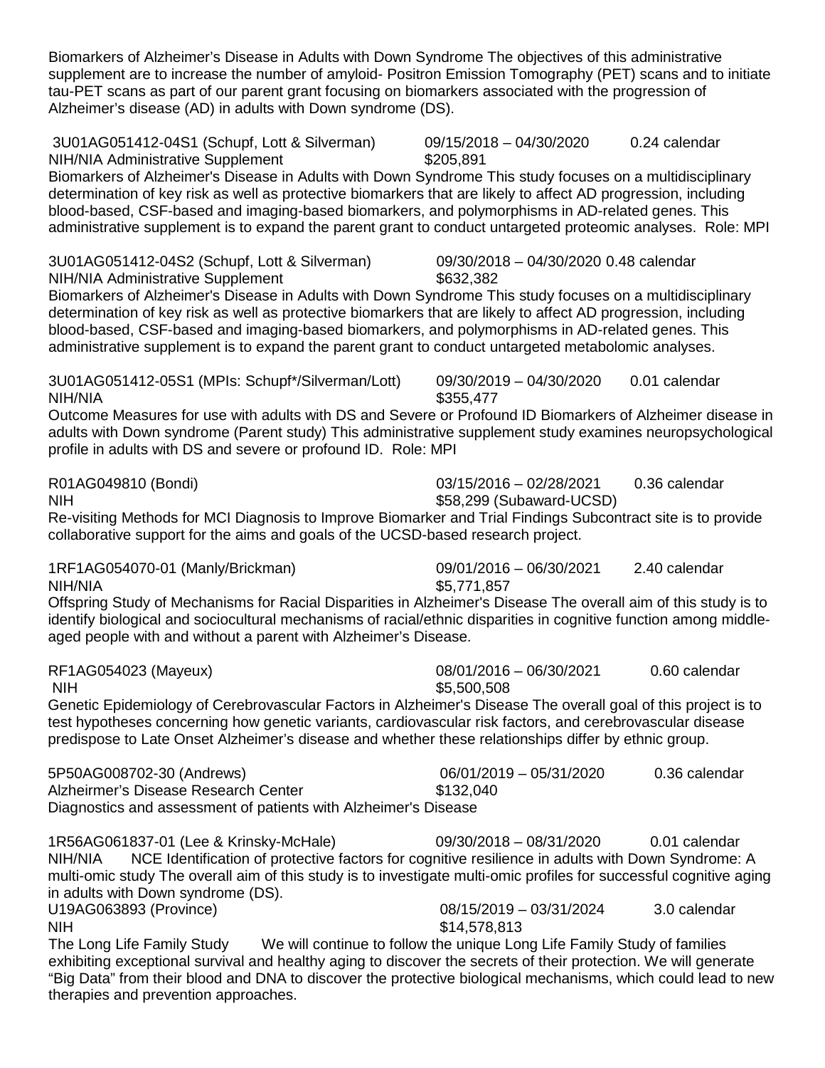Biomarkers of Alzheimer's Disease in Adults with Down Syndrome The objectives of this administrative supplement are to increase the number of amyloid- Positron Emission Tomography (PET) scans and to initiate tau-PET scans as part of our parent grant focusing on biomarkers associated with the progression of Alzheimer's disease (AD) in adults with Down syndrome (DS).

3U01AG051412-04S1 (Schupf, Lott & Silverman)	09/15/2018 – 04/30/2020	0.24 calendar
NIH/NIA Administrative Supplement	$205,891
Biomarkers of Alzheimer's Disease in Adults with Down Syndrome This study focuses on a multidisciplinary determination of key risk as well as protective biomarkers that are likely to affect AD progression, including blood-based, CSF-based and imaging-based biomarkers, and polymorphisms in AD-related genes. This administrative supplement is to expand the parent grant to conduct untargeted proteomic analyses. Role: MPI

3U01AG051412-04S2 (Schupf, Lott & Silverman)	09/30/2018 – 04/30/2020 0.48 calendar
NIH/NIA Administrative Supplement	$632,382
Biomarkers of Alzheimer's Disease in Adults with Down Syndrome This study focuses on a multidisciplinary determination of key risk as well as protective biomarkers that are likely to affect AD progression, including blood-based, CSF-based and imaging-based biomarkers, and polymorphisms in AD-related genes. This administrative supplement is to expand the parent grant to conduct untargeted metabolomic analyses.

3U01AG051412-05S1 (MPIs: Schupf*/Silverman/Lott)	09/30/2019 – 04/30/2020	0.01 calendar
NIH/NIA	$355,477
Outcome Measures for use with adults with DS and Severe or Profound ID Biomarkers of Alzheimer disease in adults with Down syndrome (Parent study) This administrative supplement study examines neuropsychological profile in adults with DS and severe or profound ID. Role: MPI

R01AG049810 (Bondi)	03/15/2016 – 02/28/2021	0.36 calendar
NIH	$58,299 (Subaward-UCSD)
Re-visiting Methods for MCI Diagnosis to Improve Biomarker and Trial Findings Subcontract site is to provide collaborative support for the aims and goals of the UCSD-based research project.

1RF1AG054070-01 (Manly/Brickman)	09/01/2016 – 06/30/2021	2.40 calendar
NIH/NIA	$5,771,857
Offspring Study of Mechanisms for Racial Disparities in Alzheimer's Disease The overall aim of this study is to identify biological and sociocultural mechanisms of racial/ethnic disparities in cognitive function among middle-aged people with and without a parent with Alzheimer's Disease.

RF1AG054023 (Mayeux)	08/01/2016 – 06/30/2021	0.60 calendar
NIH	$5,500,508
Genetic Epidemiology of Cerebrovascular Factors in Alzheimer's Disease The overall goal of this project is to test hypotheses concerning how genetic variants, cardiovascular risk factors, and cerebrovascular disease predispose to Late Onset Alzheimer's disease and whether these relationships differ by ethnic group.

5P50AG008702-30 (Andrews)	06/01/2019 – 05/31/2020	0.36 calendar
Alzheirmer's Disease Research Center	$132,040
Diagnostics and assessment of patients with Alzheimer's Disease

1R56AG061837-01 (Lee & Krinsky-McHale)	09/30/2018 – 08/31/2020	0.01 calendar
NIH/NIA	NCE Identification of protective factors for cognitive resilience in adults with Down Syndrome: A multi-omic study The overall aim of this study is to investigate multi-omic profiles for successful cognitive aging in adults with Down syndrome (DS).

U19AG063893 (Province)	08/15/2019 – 03/31/2024	3.0 calendar
NIH	$14,578,813
The Long Life Family Study	We will continue to follow the unique Long Life Family Study of families exhibiting exceptional survival and healthy aging to discover the secrets of their protection. We will generate "Big Data" from their blood and DNA to discover the protective biological mechanisms, which could lead to new therapies and prevention approaches.